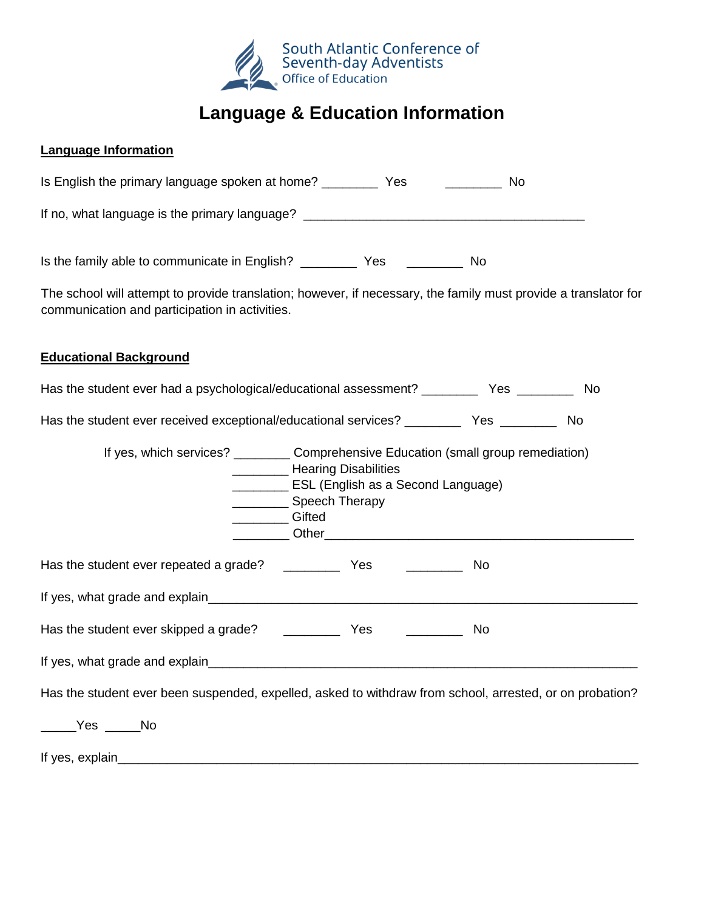South Atlantic Conference of Seventh-day Adventists
Office of Education

# Language & Education Information

**Language Information**

Is English the primary language spoken at home? ________ Yes ________ No

If no, what language is the primary language? ________________________________________

Is the family able to communicate in English? ________ Yes ________ No

The school will attempt to provide translation; however, if necessary, the family must provide a translator for communication and participation in activities.

**Educational Background**

Has the student ever had a psychological/educational assessment? ________ Yes ________ No

Has the student ever received exceptional/educational services? ________ Yes ________ No

If yes, which services? ________ Comprehensive Education (small group remediation)
________ Hearing Disabilities
________ ESL (English as a Second Language)
________ Speech Therapy
________ Gifted
________ Other_____________________________________________

Has the student ever repeated a grade? ________ Yes ________ No

If yes, what grade and explain_________________________________________________________________

Has the student ever skipped a grade? ________ Yes ________ No

If yes, what grade and explain_________________________________________________________________

Has the student ever been suspended, expelled, asked to withdraw from school, arrested, or on probation?

_____Yes _____No

If yes, explain__________________________________________________________________________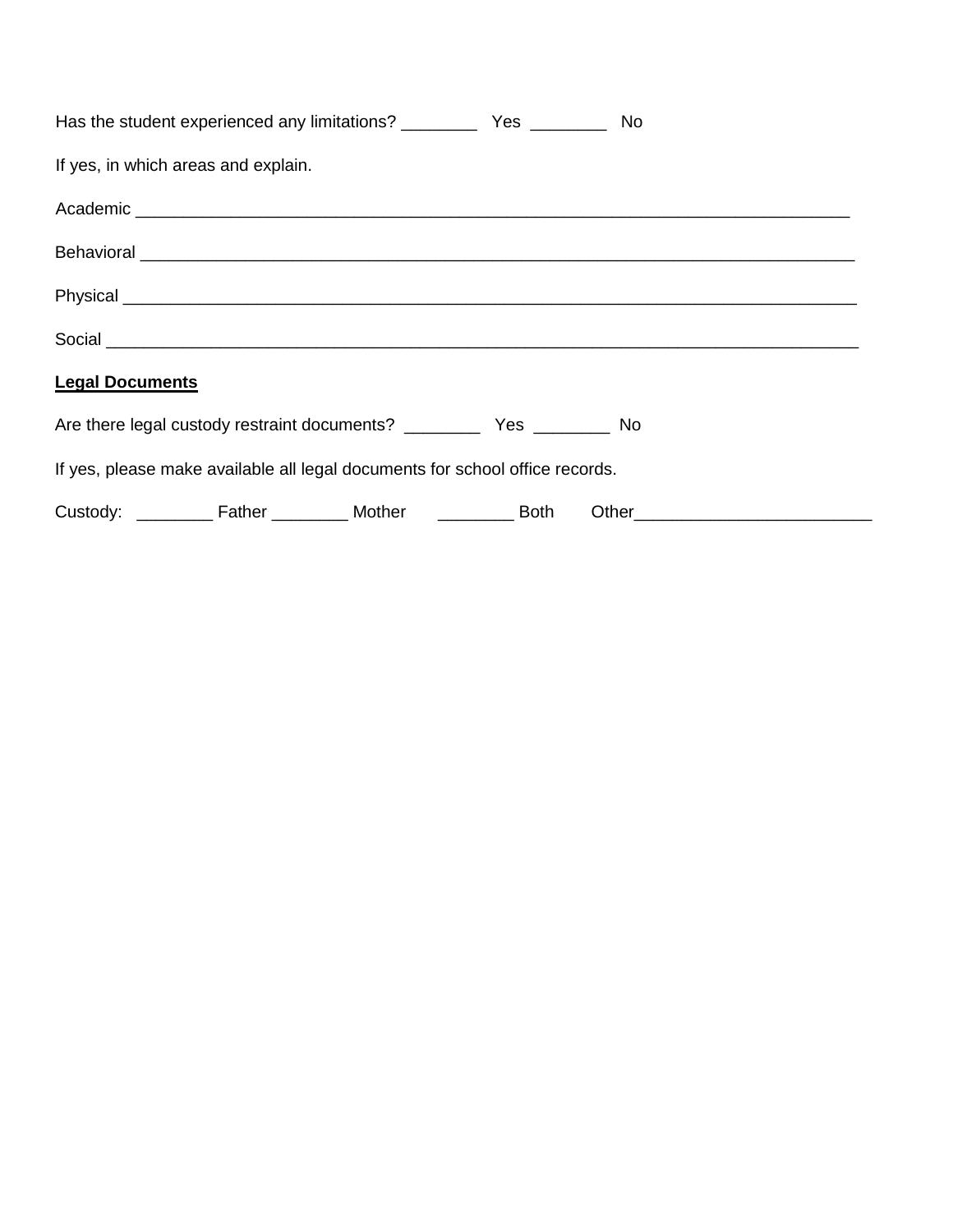Has the student experienced any limitations? ________ Yes ________ No

If yes, in which areas and explain.

Academic ______________________________________________________________________________

Behavioral ____________________________________________________________________________

Physical ______________________________________________________________________________

Social ________________________________________________________________________________

**Legal Documents**

Are there legal custody restraint documents? ________ Yes ________ No

If yes, please make available all legal documents for school office records.

Custody: ________ Father ________ Mother ________ Both Other________________________